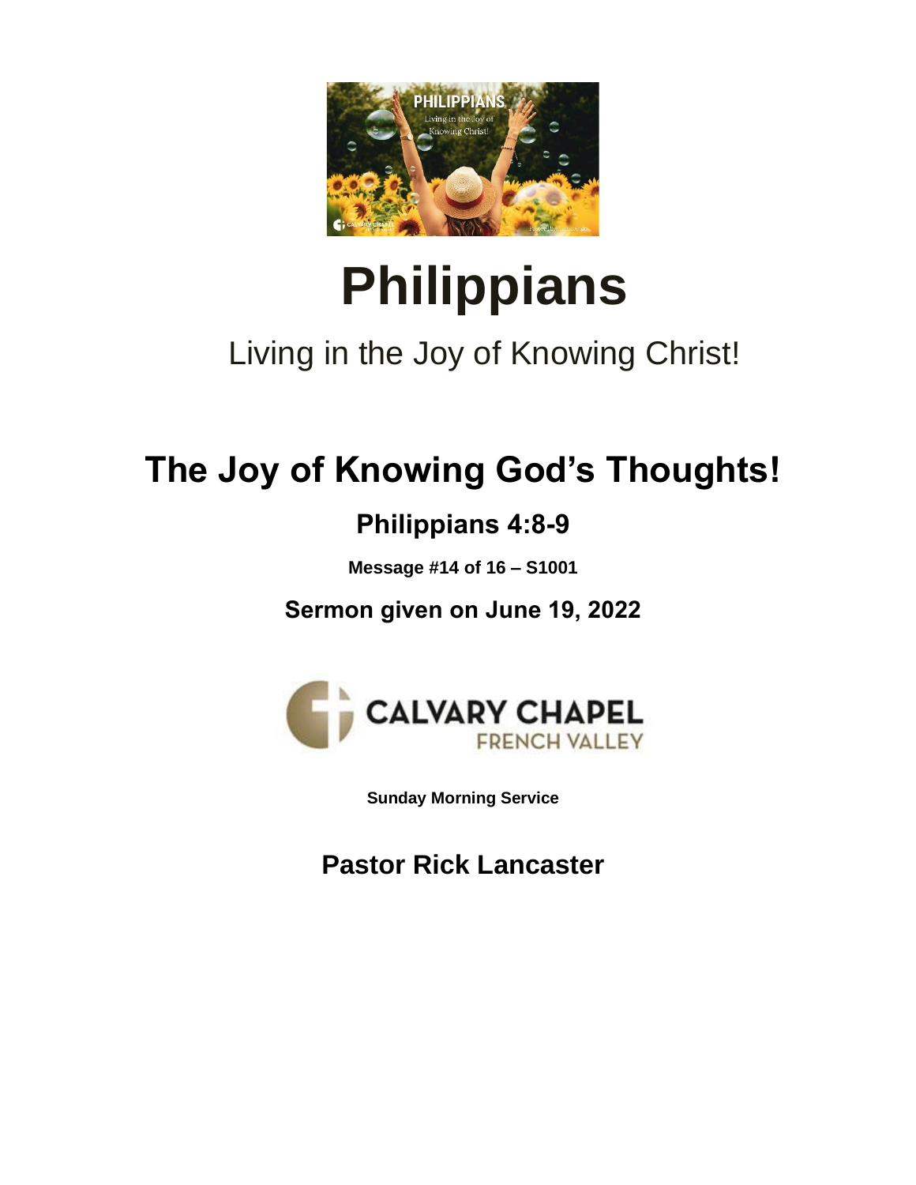# Philippians

Living in the Joy of Knowing Christ!

## The Joy of Knowing God's Thoughts!

### Philippians 4:8-9

**Message #14 of 16 – S1001**

**Sermon given on June 19, 2022**

**Sunday Morning Service**

**Pastor Rick Lancaster**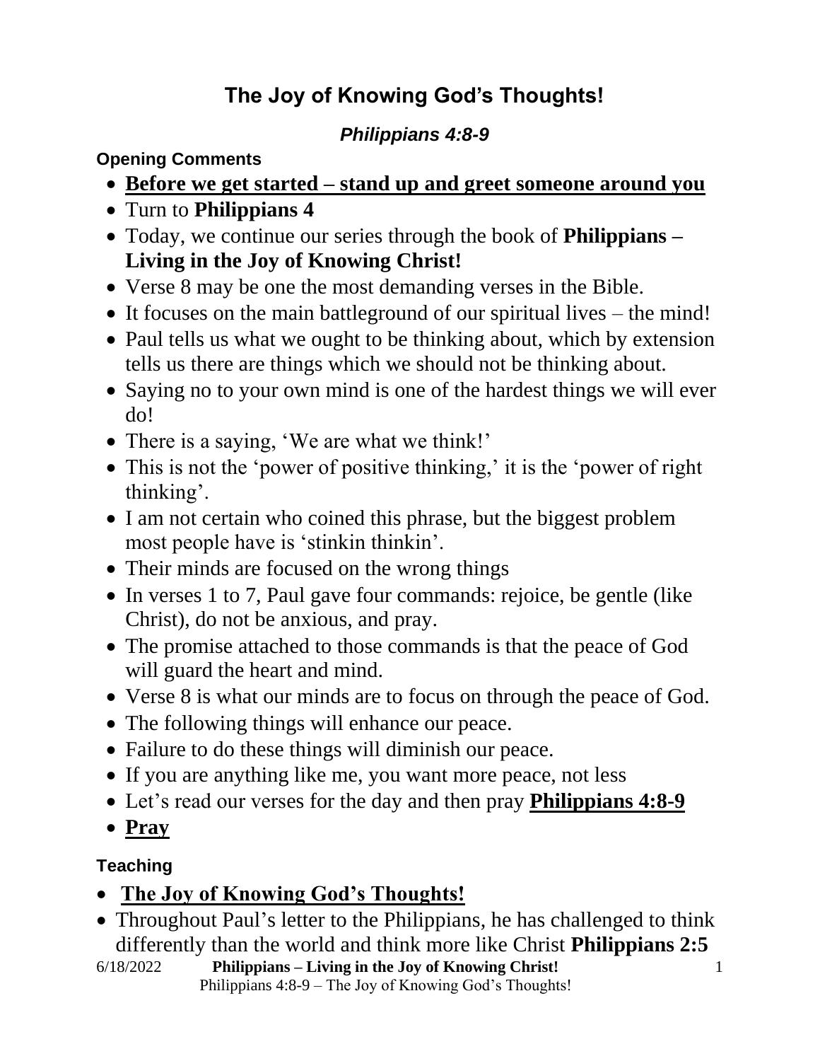# The Joy of Knowing God's Thoughts!

***Philippians 4:8-9***

### Opening Comments

- **Before we get started – stand up and greet someone around you**
- Turn to **Philippians 4**
- Today, we continue our series through the book of **Philippians – Living in the Joy of Knowing Christ!**
- Verse 8 may be one the most demanding verses in the Bible.
- It focuses on the main battleground of our spiritual lives – the mind!
- Paul tells us what we ought to be thinking about, which by extension tells us there are things which we should not be thinking about.
- Saying no to your own mind is one of the hardest things we will ever do!
- There is a saying, 'We are what we think!'
- This is not the 'power of positive thinking,' it is the 'power of right thinking'.
- I am not certain who coined this phrase, but the biggest problem most people have is 'stinkin thinkin'.
- Their minds are focused on the wrong things
- In verses 1 to 7, Paul gave four commands: rejoice, be gentle (like Christ), do not be anxious, and pray.
- The promise attached to those commands is that the peace of God will guard the heart and mind.
- Verse 8 is what our minds are to focus on through the peace of God.
- The following things will enhance our peace.
- Failure to do these things will diminish our peace.
- If you are anything like me, you want more peace, not less
- Let's read our verses for the day and then pray **Philippians 4:8-9**
- **Pray**

### Teaching

- **The Joy of Knowing God's Thoughts!**
- Throughout Paul's letter to the Philippians, he has challenged to think differently than the world and think more like Christ **Philippians 2:5**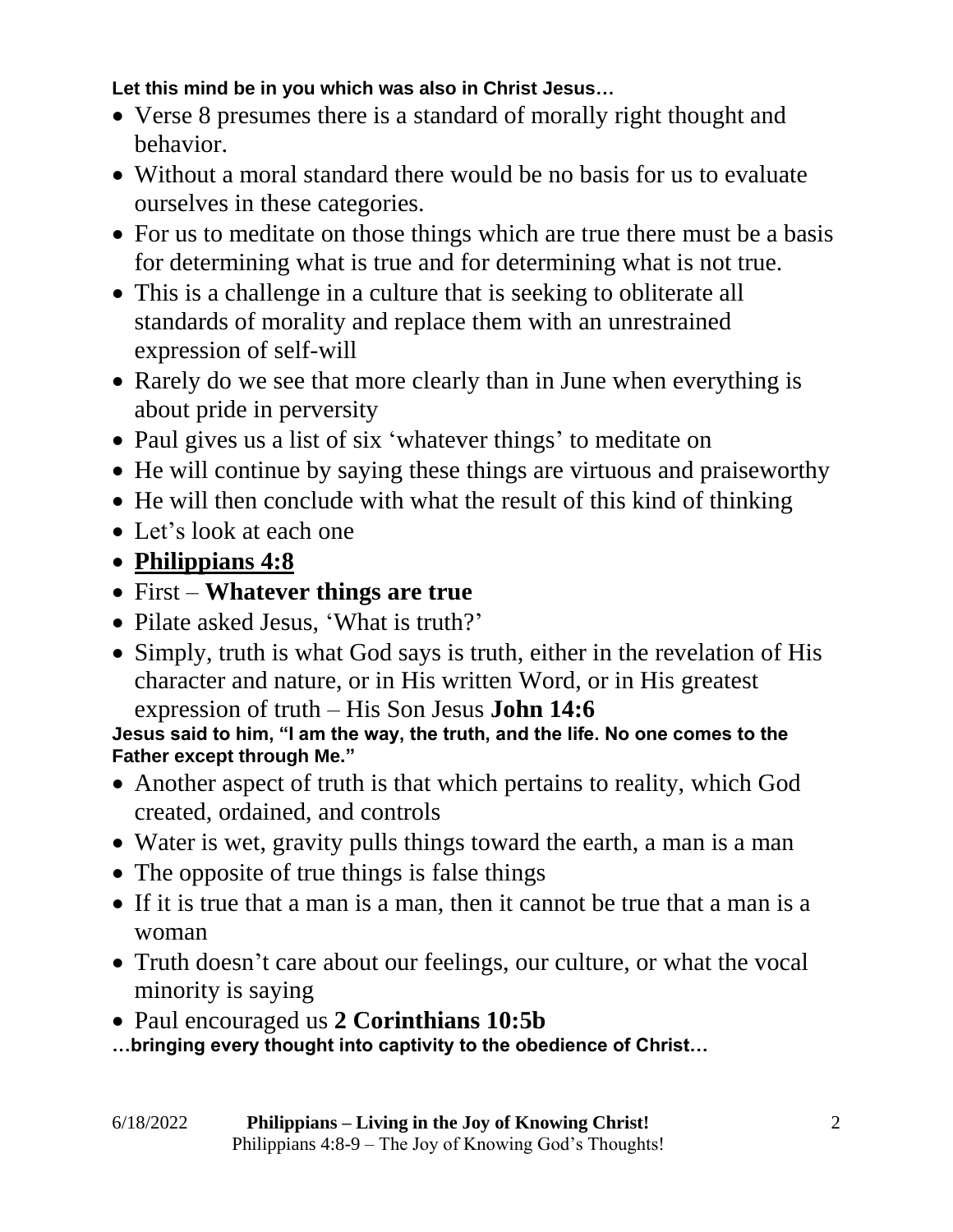**Let this mind be in you which was also in Christ Jesus…**

- Verse 8 presumes there is a standard of morally right thought and behavior.
- Without a moral standard there would be no basis for us to evaluate ourselves in these categories.
- For us to meditate on those things which are true there must be a basis for determining what is true and for determining what is not true.
- This is a challenge in a culture that is seeking to obliterate all standards of morality and replace them with an unrestrained expression of self-will
- Rarely do we see that more clearly than in June when everything is about pride in perversity
- Paul gives us a list of six 'whatever things' to meditate on
- He will continue by saying these things are virtuous and praiseworthy
- He will then conclude with what the result of this kind of thinking
- Let's look at each one
- **Philippians 4:8**
- First – **Whatever things are true**
- Pilate asked Jesus, 'What is truth?'
- Simply, truth is what God says is truth, either in the revelation of His character and nature, or in His written Word, or in His greatest expression of truth – His Son Jesus **John 14:6**

**Jesus said to him, "I am the way, the truth, and the life. No one comes to the Father except through Me."**

- Another aspect of truth is that which pertains to reality, which God created, ordained, and controls
- Water is wet, gravity pulls things toward the earth, a man is a man
- The opposite of true things is false things
- If it is true that a man is a man, then it cannot be true that a man is a woman
- Truth doesn't care about our feelings, our culture, or what the vocal minority is saying
- Paul encouraged us **2 Corinthians 10:5b**

**…bringing every thought into captivity to the obedience of Christ…**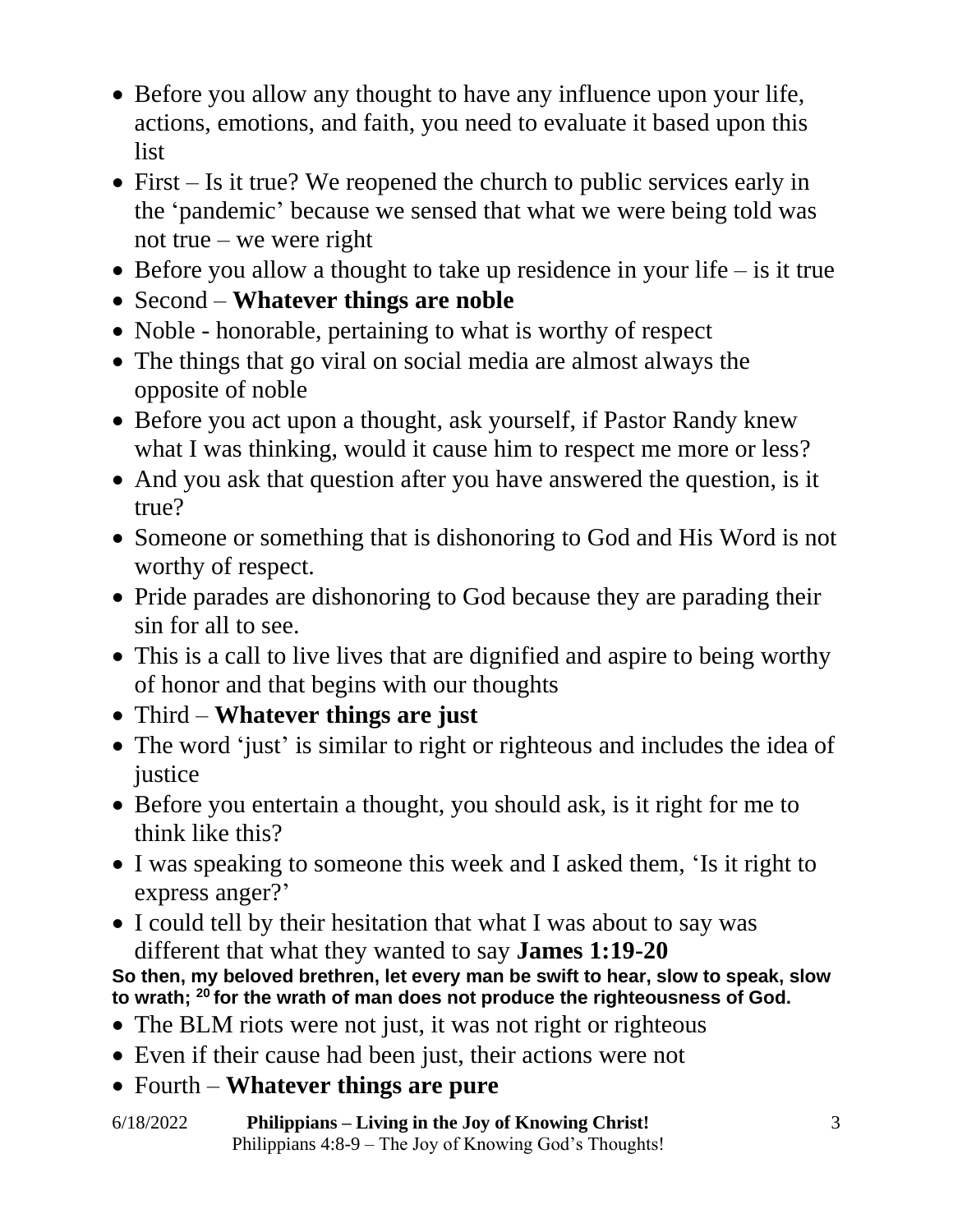- Before you allow any thought to have any influence upon your life, actions, emotions, and faith, you need to evaluate it based upon this list
- First – Is it true? We reopened the church to public services early in the 'pandemic' because we sensed that what we were being told was not true – we were right
- Before you allow a thought to take up residence in your life – is it true
- Second – **Whatever things are noble**
- Noble - honorable, pertaining to what is worthy of respect
- The things that go viral on social media are almost always the opposite of noble
- Before you act upon a thought, ask yourself, if Pastor Randy knew what I was thinking, would it cause him to respect me more or less?
- And you ask that question after you have answered the question, is it true?
- Someone or something that is dishonoring to God and His Word is not worthy of respect.
- Pride parades are dishonoring to God because they are parading their sin for all to see.
- This is a call to live lives that are dignified and aspire to being worthy of honor and that begins with our thoughts
- Third – **Whatever things are just**
- The word 'just' is similar to right or righteous and includes the idea of justice
- Before you entertain a thought, you should ask, is it right for me to think like this?
- I was speaking to someone this week and I asked them, 'Is it right to express anger?'
- I could tell by their hesitation that what I was about to say was different that what they wanted to say **James 1:19-20**

**So then, my beloved brethren, let every man be swift to hear, slow to speak, slow to wrath; [20] for the wrath of man does not produce the righteousness of God.**

- The BLM riots were not just, it was not right or righteous
- Even if their cause had been just, their actions were not
- Fourth – **Whatever things are pure**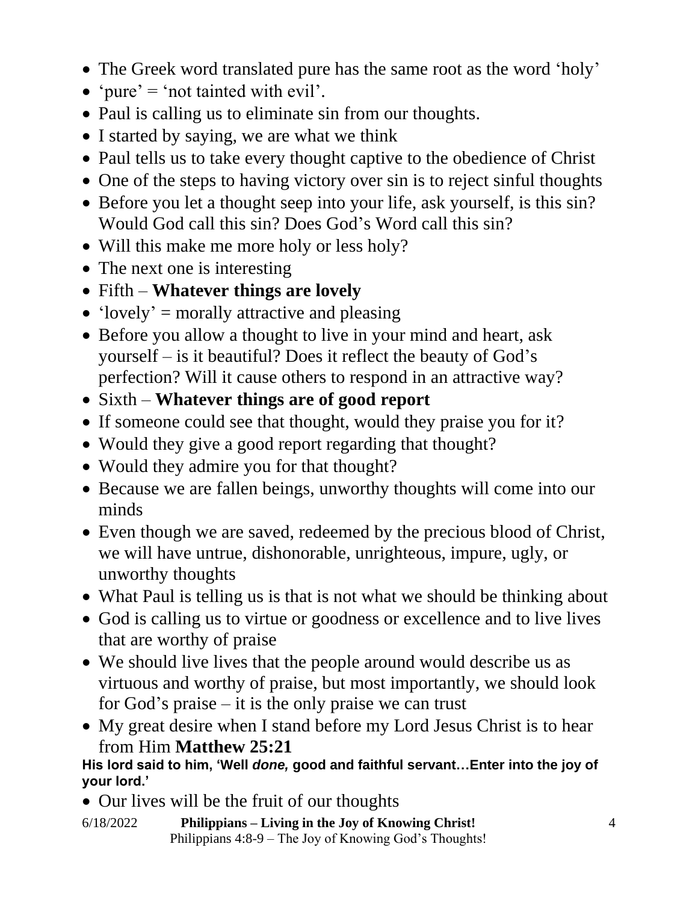- The Greek word translated pure has the same root as the word 'holy'
- 'pure' = 'not tainted with evil'.
- Paul is calling us to eliminate sin from our thoughts.
- I started by saying, we are what we think
- Paul tells us to take every thought captive to the obedience of Christ
- One of the steps to having victory over sin is to reject sinful thoughts
- Before you let a thought seep into your life, ask yourself, is this sin? Would God call this sin? Does God's Word call this sin?
- Will this make me more holy or less holy?
- The next one is interesting
- Fifth – **Whatever things are lovely**
- 'lovely' = morally attractive and pleasing
- Before you allow a thought to live in your mind and heart, ask yourself – is it beautiful? Does it reflect the beauty of God's perfection? Will it cause others to respond in an attractive way?
- Sixth – **Whatever things are of good report**
- If someone could see that thought, would they praise you for it?
- Would they give a good report regarding that thought?
- Would they admire you for that thought?
- Because we are fallen beings, unworthy thoughts will come into our minds
- Even though we are saved, redeemed by the precious blood of Christ, we will have untrue, dishonorable, unrighteous, impure, ugly, or unworthy thoughts
- What Paul is telling us is that is not what we should be thinking about
- God is calling us to virtue or goodness or excellence and to live lives that are worthy of praise
- We should live lives that the people around would describe us as virtuous and worthy of praise, but most importantly, we should look for God's praise – it is the only praise we can trust
- My great desire when I stand before my Lord Jesus Christ is to hear from Him **Matthew 25:21**

**His lord said to him, 'Well *done,* good and faithful servant…Enter into the joy of your lord.'**

- Our lives will be the fruit of our thoughts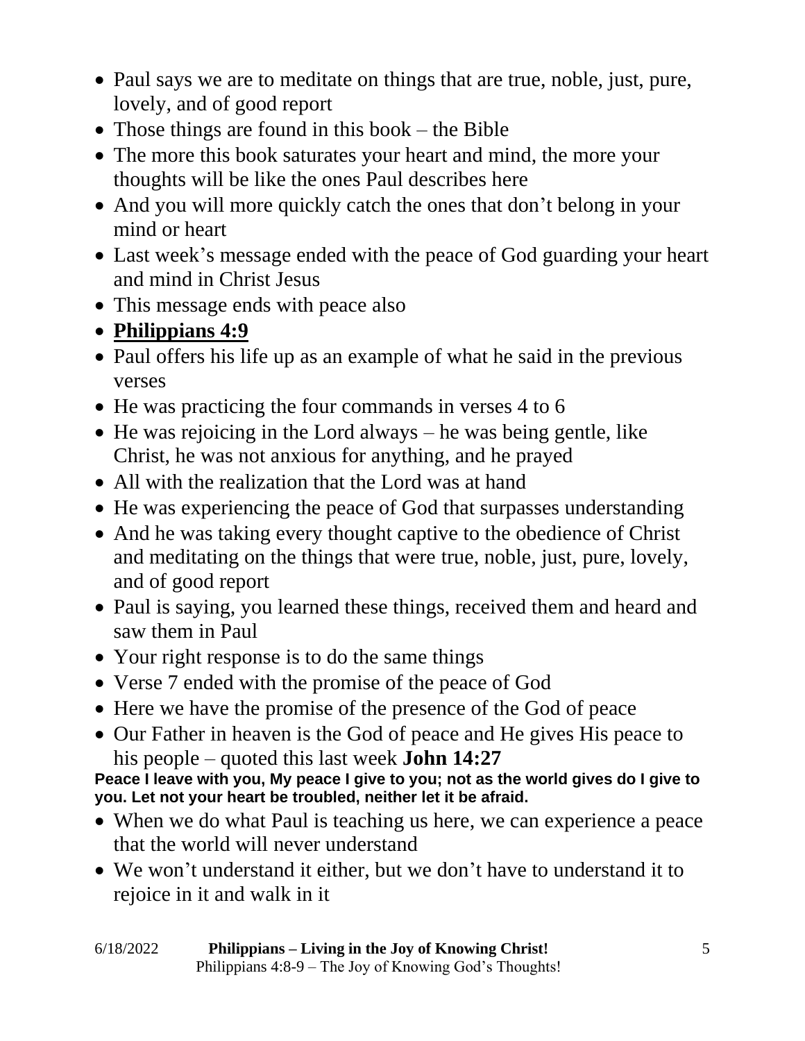- Paul says we are to meditate on things that are true, noble, just, pure, lovely, and of good report
- Those things are found in this book – the Bible
- The more this book saturates your heart and mind, the more your thoughts will be like the ones Paul describes here
- And you will more quickly catch the ones that don't belong in your mind or heart
- Last week's message ended with the peace of God guarding your heart and mind in Christ Jesus
- This message ends with peace also
- **Philippians 4:9**
- Paul offers his life up as an example of what he said in the previous verses
- He was practicing the four commands in verses 4 to 6
- He was rejoicing in the Lord always – he was being gentle, like Christ, he was not anxious for anything, and he prayed
- All with the realization that the Lord was at hand
- He was experiencing the peace of God that surpasses understanding
- And he was taking every thought captive to the obedience of Christ and meditating on the things that were true, noble, just, pure, lovely, and of good report
- Paul is saying, you learned these things, received them and heard and saw them in Paul
- Your right response is to do the same things
- Verse 7 ended with the promise of the peace of God
- Here we have the promise of the presence of the God of peace
- Our Father in heaven is the God of peace and He gives His peace to his people – quoted this last week **John 14:27**

**Peace I leave with you, My peace I give to you; not as the world gives do I give to you. Let not your heart be troubled, neither let it be afraid.**

- When we do what Paul is teaching us here, we can experience a peace that the world will never understand
- We won't understand it either, but we don't have to understand it to rejoice in it and walk in it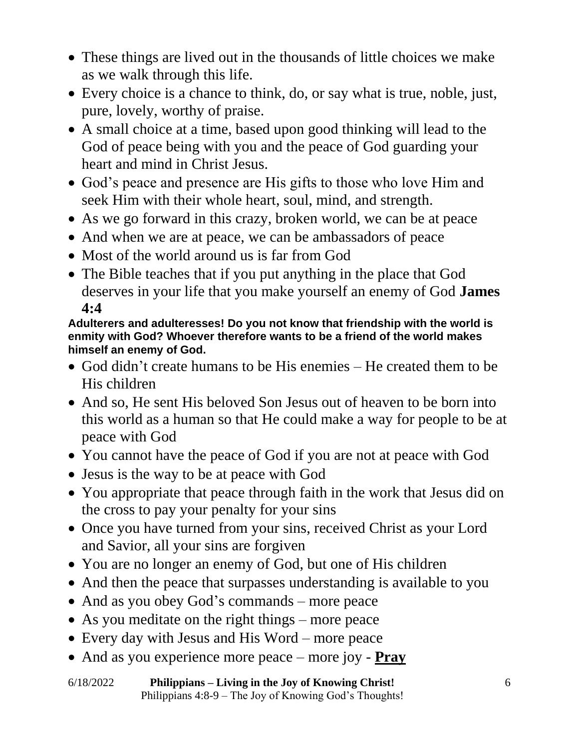- These things are lived out in the thousands of little choices we make as we walk through this life.
- Every choice is a chance to think, do, or say what is true, noble, just, pure, lovely, worthy of praise.
- A small choice at a time, based upon good thinking will lead to the God of peace being with you and the peace of God guarding your heart and mind in Christ Jesus.
- God's peace and presence are His gifts to those who love Him and seek Him with their whole heart, soul, mind, and strength.
- As we go forward in this crazy, broken world, we can be at peace
- And when we are at peace, we can be ambassadors of peace
- Most of the world around us is far from God
- The Bible teaches that if you put anything in the place that God deserves in your life that you make yourself an enemy of God **James 4:4**

**Adulterers and adulteresses! Do you not know that friendship with the world is enmity with God? Whoever therefore wants to be a friend of the world makes himself an enemy of God.**

- God didn't create humans to be His enemies – He created them to be His children
- And so, He sent His beloved Son Jesus out of heaven to be born into this world as a human so that He could make a way for people to be at peace with God
- You cannot have the peace of God if you are not at peace with God
- Jesus is the way to be at peace with God
- You appropriate that peace through faith in the work that Jesus did on the cross to pay your penalty for your sins
- Once you have turned from your sins, received Christ as your Lord and Savior, all your sins are forgiven
- You are no longer an enemy of God, but one of His children
- And then the peace that surpasses understanding is available to you
- And as you obey God's commands – more peace
- As you meditate on the right things – more peace
- Every day with Jesus and His Word – more peace
- And as you experience more peace – more joy - **Pray**